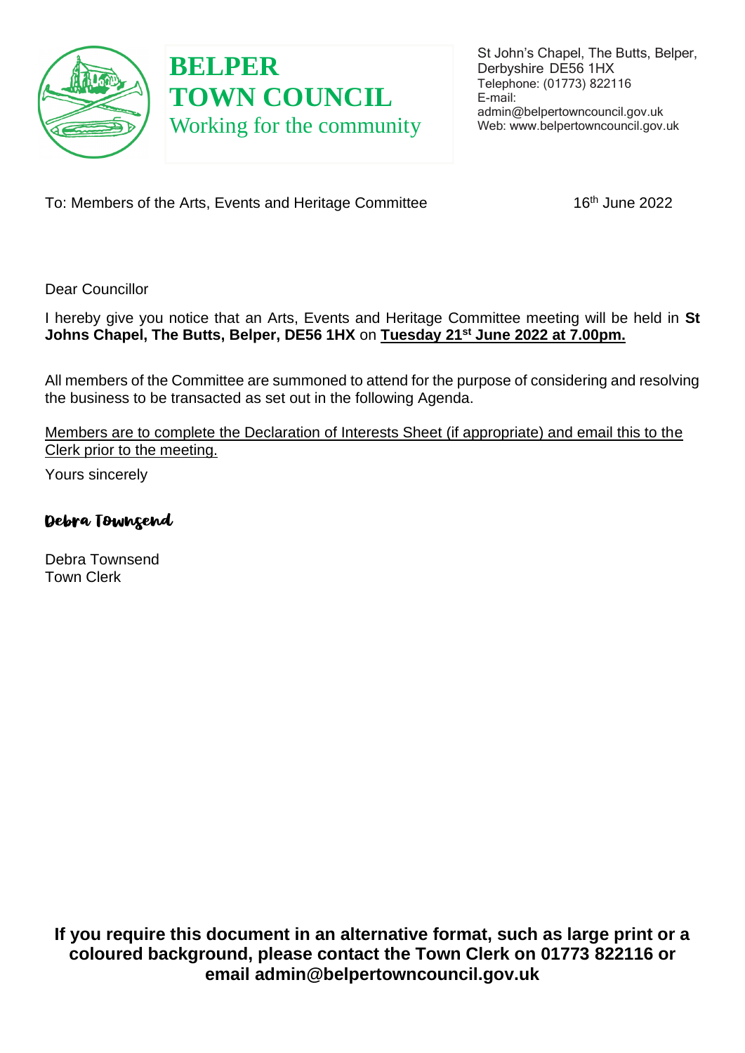# BELPER TOWN COUNCIL

Working for the community

St John's Chapel, The Butts, Belper, Derbyshire DE56 1HX
Telephone: (01773) 822116
E-mail: admin@belpertowncouncil.gov.uk
Web: www.belpertowncouncil.gov.uk

To: Members of the Arts, Events and Heritage Committee

16th June 2022

Dear Councillor

I hereby give you notice that an Arts, Events and Heritage Committee meeting will be held in **St Johns Chapel, The Butts, Belper, DE56 1HX** on **Tuesday 21st June 2022 at 7.00pm.**

All members of the Committee are summoned to attend for the purpose of considering and resolving the business to be transacted as set out in the following Agenda.

Members are to complete the Declaration of Interests Sheet (if appropriate) and email this to the Clerk prior to the meeting.

Yours sincerely

*Debra Townsend*

Debra Townsend
Town Clerk

**If you require this document in an alternative format, such as large print or a coloured background, please contact the Town Clerk on 01773 822116 or email admin@belpertowncouncil.gov.uk**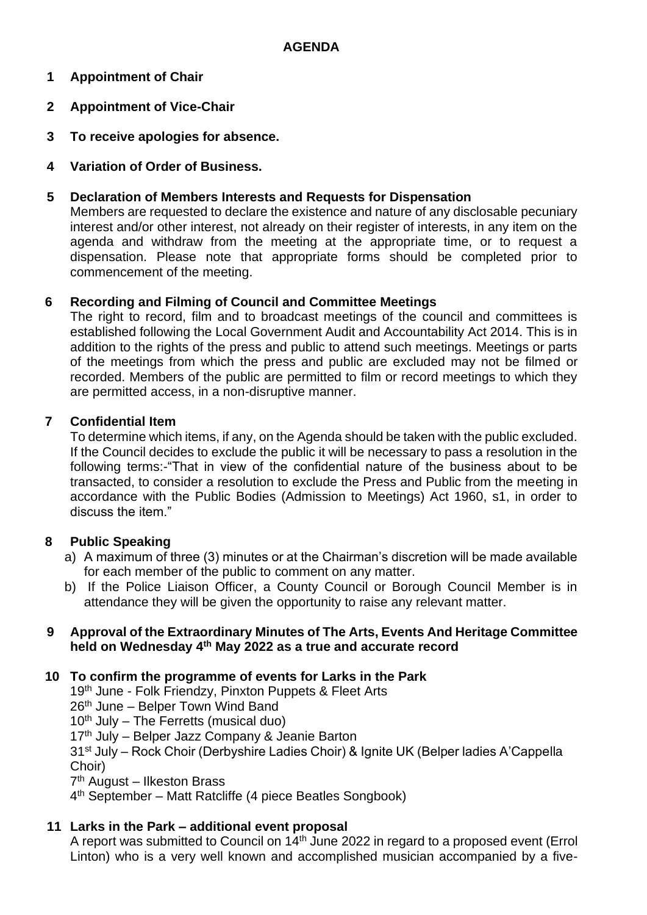## AGENDA

1. **Appointment of Chair**

2. **Appointment of Vice-Chair**

3. **To receive apologies for absence.**

4. **Variation of Order of Business.**

5. **Declaration of Members Interests and Requests for Dispensation**

   Members are requested to declare the existence and nature of any disclosable pecuniary interest and/or other interest, not already on their register of interests, in any item on the agenda and withdraw from the meeting at the appropriate time, or to request a dispensation. Please note that appropriate forms should be completed prior to commencement of the meeting.

6. **Recording and Filming of Council and Committee Meetings**

   The right to record, film and to broadcast meetings of the council and committees is established following the Local Government Audit and Accountability Act 2014. This is in addition to the rights of the press and public to attend such meetings. Meetings or parts of the meetings from which the press and public are excluded may not be filmed or recorded. Members of the public are permitted to film or record meetings to which they are permitted access, in a non-disruptive manner.

7. **Confidential Item**

   To determine which items, if any, on the Agenda should be taken with the public excluded. If the Council decides to exclude the public it will be necessary to pass a resolution in the following terms:-"That in view of the confidential nature of the business about to be transacted, to consider a resolution to exclude the Press and Public from the meeting in accordance with the Public Bodies (Admission to Meetings) Act 1960, s1, in order to discuss the item."

8. **Public Speaking**

   a) A maximum of three (3) minutes or at the Chairman's discretion will be made available for each member of the public to comment on any matter.

   b) If the Police Liaison Officer, a County Council or Borough Council Member is in attendance they will be given the opportunity to raise any relevant matter.

9. **Approval of the Extraordinary Minutes of The Arts, Events And Heritage Committee held on Wednesday 4th May 2022 as a true and accurate record**

10. **To confirm the programme of events for Larks in the Park**

    19th June - Folk Friendzy, Pinxton Puppets & Fleet Arts
    26th June – Belper Town Wind Band
    10th July – The Ferretts (musical duo)
    17th July – Belper Jazz Company & Jeanie Barton
    31st July – Rock Choir (Derbyshire Ladies Choir) & Ignite UK (Belper ladies A'Cappella Choir)
    7th August – Ilkeston Brass
    4th September – Matt Ratcliffe (4 piece Beatles Songbook)

11. **Larks in the Park – additional event proposal**

    A report was submitted to Council on 14th June 2022 in regard to a proposed event (Errol Linton) who is a very well known and accomplished musician accompanied by a five-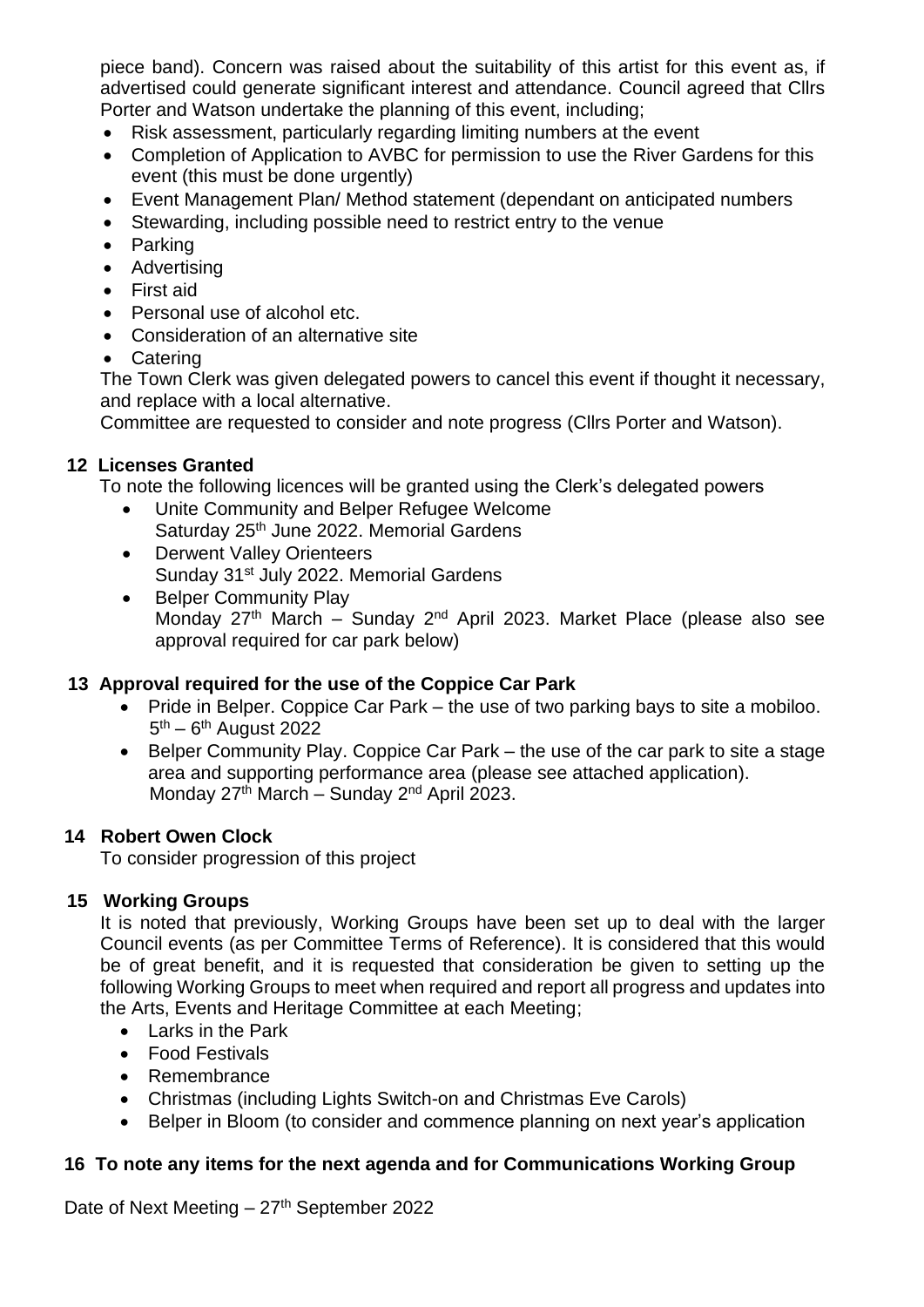piece band). Concern was raised about the suitability of this artist for this event as, if advertised could generate significant interest and attendance. Council agreed that Cllrs Porter and Watson undertake the planning of this event, including;

- Risk assessment, particularly regarding limiting numbers at the event
- Completion of Application to AVBC for permission to use the River Gardens for this event (this must be done urgently)
- Event Management Plan/ Method statement (dependant on anticipated numbers
- Stewarding, including possible need to restrict entry to the venue
- Parking
- Advertising
- First aid
- Personal use of alcohol etc.
- Consideration of an alternative site
- Catering

The Town Clerk was given delegated powers to cancel this event if thought it necessary, and replace with a local alternative.

Committee are requested to consider and note progress (Cllrs Porter and Watson).

**12 Licenses Granted**

To note the following licences will be granted using the Clerk's delegated powers

- Unite Community and Belper Refugee Welcome
  Saturday 25th June 2022. Memorial Gardens
- Derwent Valley Orienteers
  Sunday 31st July 2022. Memorial Gardens
- Belper Community Play
  Monday 27th March – Sunday 2nd April 2023. Market Place (please also see approval required for car park below)

**13 Approval required for the use of the Coppice Car Park**

- Pride in Belper. Coppice Car Park – the use of two parking bays to site a mobiloo. 5th – 6th August 2022
- Belper Community Play. Coppice Car Park – the use of the car park to site a stage area and supporting performance area (please see attached application). Monday 27th March – Sunday 2nd April 2023.

**14 Robert Owen Clock**

To consider progression of this project

**15 Working Groups**

It is noted that previously, Working Groups have been set up to deal with the larger Council events (as per Committee Terms of Reference). It is considered that this would be of great benefit, and it is requested that consideration be given to setting up the following Working Groups to meet when required and report all progress and updates into the Arts, Events and Heritage Committee at each Meeting;

- Larks in the Park
- Food Festivals
- Remembrance
- Christmas (including Lights Switch-on and Christmas Eve Carols)
- Belper in Bloom (to consider and commence planning on next year's application

**16 To note any items for the next agenda and for Communications Working Group**

Date of Next Meeting – 27th September 2022